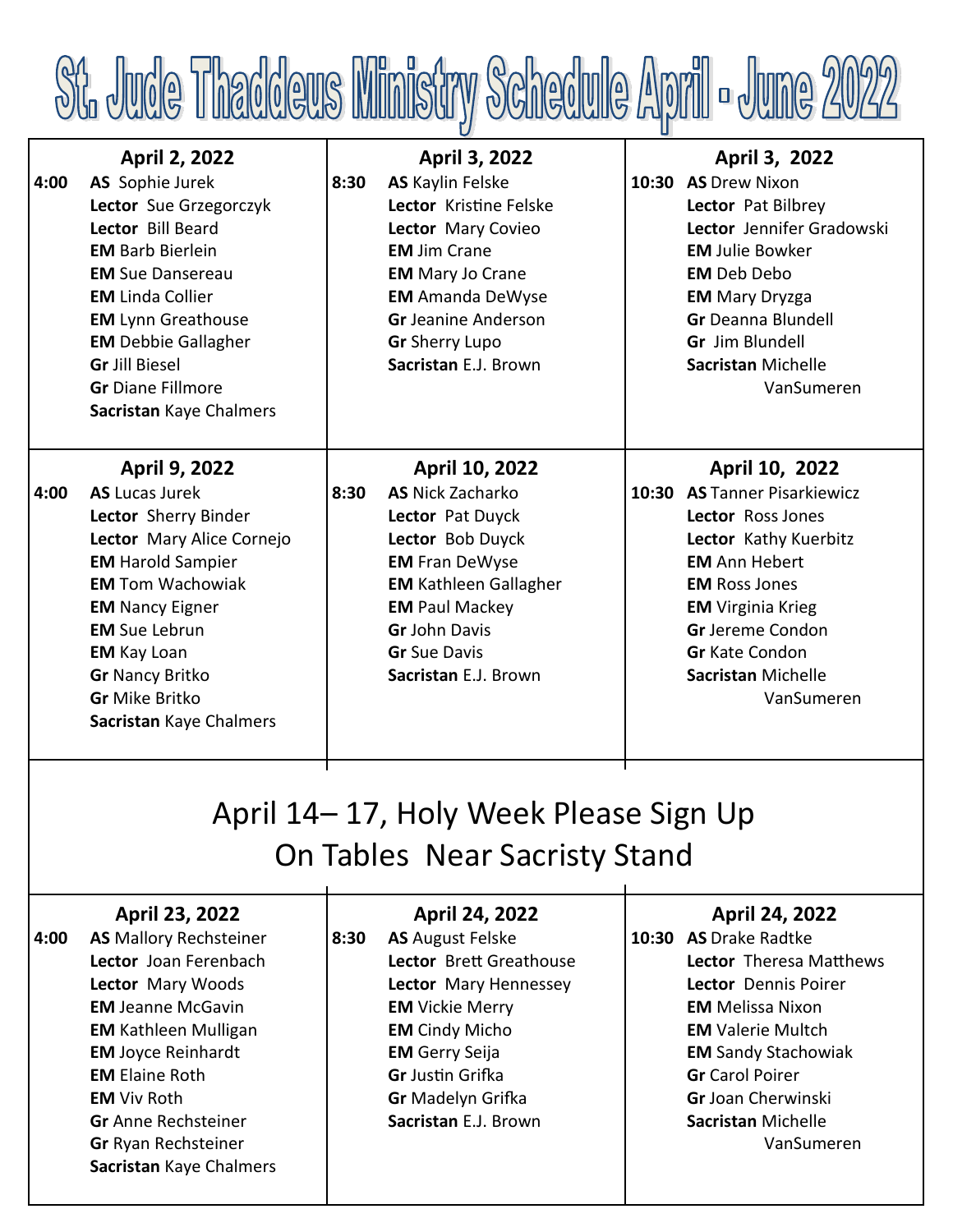# St. Jude Thaddeus Ministry Schedule April - June 2022

| April 2, 2022 | April 3, 2022 | April 3, 2022 |
|---|---|---|
| **4:00** **AS** Sophie Jurek | **8:30** **AS** Kaylin Felske | **10:30** **AS** Drew Nixon |
| **Lector** Sue Grzegorczyk | **Lector** Kristine Felske | **Lector** Pat Bilbrey |
| **Lector** Bill Beard | **Lector** Mary Covieo | **Lector** Jennifer Gradowski |
| **EM** Barb Bierlein | **EM** Jim Crane | **EM** Julie Bowker |
| **EM** Sue Dansereau | **EM** Mary Jo Crane | **EM** Deb Debo |
| **EM** Linda Collier | **EM** Amanda DeWyse | **EM** Mary Dryzga |
| **EM** Lynn Greathouse | **Gr** Jeanine Anderson | **Gr** Deanna Blundell |
| **EM** Debbie Gallagher | **Gr** Sherry Lupo | **Gr** Jim Blundell |
| **Gr** Jill Biesel | **Sacristan** E.J. Brown | **Sacristan** Michelle VanSumeren |
| **Gr** Diane Fillmore | | |
| **Sacristan** Kaye Chalmers | | |

| April 9, 2022 | April 10, 2022 | April 10, 2022 |
|---|---|---|
| **4:00** **AS** Lucas Jurek | **8:30** **AS** Nick Zacharko | **10:30** **AS** Tanner Pisarkiewicz |
| **Lector** Sherry Binder | **Lector** Pat Duyck | **Lector** Ross Jones |
| **Lector** Mary Alice Cornejo | **Lector** Bob Duyck | **Lector** Kathy Kuerbitz |
| **EM** Harold Sampier | **EM** Fran DeWyse | **EM** Ann Hebert |
| **EM** Tom Wachowiak | **EM** Kathleen Gallagher | **EM** Ross Jones |
| **EM** Nancy Eigner | **EM** Paul Mackey | **EM** Virginia Krieg |
| **EM** Sue Lebrun | **Gr** John Davis | **Gr** Jereme Condon |
| **EM** Kay Loan | **Gr** Sue Davis | **Gr** Kate Condon |
| **Gr** Nancy Britko | **Sacristan** E.J. Brown | **Sacristan** Michelle VanSumeren |
| **Gr** Mike Britko | | |
| **Sacristan** Kaye Chalmers | | |

April 14– 17, Holy Week Please Sign Up On Tables Near Sacristy Stand

| April 23, 2022 | April 24, 2022 | April 24, 2022 |
|---|---|---|
| **4:00** **AS** Mallory Rechsteiner | **8:30** **AS** August Felske | **10:30** **AS** Drake Radtke |
| **Lector** Joan Ferenbach | **Lector** Brett Greathouse | **Lector** Theresa Matthews |
| **Lector** Mary Woods | **Lector** Mary Hennessey | **Lector** Dennis Poirer |
| **EM** Jeanne McGavin | **EM** Vickie Merry | **EM** Melissa Nixon |
| **EM** Kathleen Mulligan | **EM** Cindy Micho | **EM** Valerie Multch |
| **EM** Joyce Reinhardt | **EM** Gerry Seija | **EM** Sandy Stachowiak |
| **EM** Elaine Roth | **Gr** Justin Grifka | **Gr** Carol Poirer |
| **EM** Viv Roth | **Gr** Madelyn Grifka | **Gr** Joan Cherwinski |
| **Gr** Anne Rechsteiner | **Sacristan** E.J. Brown | **Sacristan** Michelle VanSumeren |
| **Gr** Ryan Rechsteiner | | |
| **Sacristan** Kaye Chalmers | | |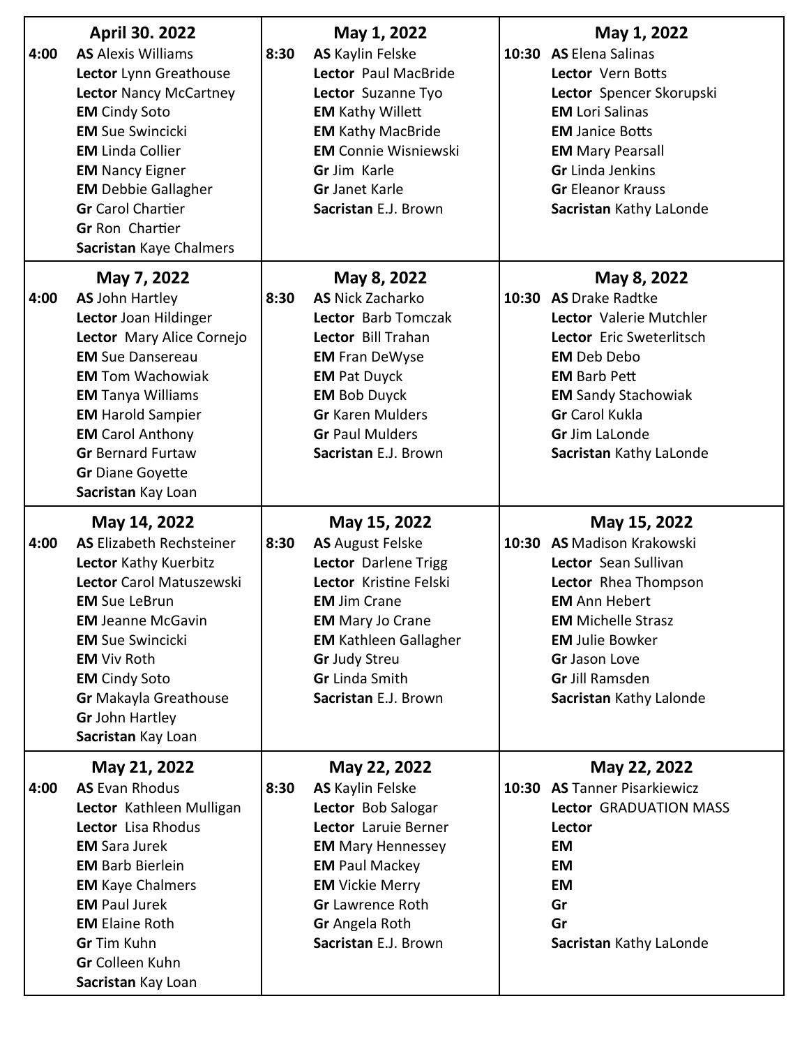| April 30. 2022 | May 1, 2022 | May 1, 2022 |
|---|---|---|
| **4:00** **AS** Alexis Williams<br>**Lector** Lynn Greathouse<br>**Lector** Nancy McCartney<br>**EM** Cindy Soto<br>**EM** Sue Swincicki<br>**EM** Linda Collier<br>**EM** Nancy Eigner<br>**EM** Debbie Gallagher<br>**Gr** Carol Chartier<br>**Gr** Ron Chartier<br>**Sacristan** Kaye Chalmers | **8:30** **AS** Kaylin Felske<br>**Lector** Paul MacBride<br>**Lector** Suzanne Tyo<br>**EM** Kathy Willett<br>**EM** Kathy MacBride<br>**EM** Connie Wisniewski<br>**Gr** Jim Karle<br>**Gr** Janet Karle<br>**Sacristan** E.J. Brown | **10:30** **AS** Elena Salinas<br>**Lector** Vern Botts<br>**Lector** Spencer Skorupski<br>**EM** Lori Salinas<br>**EM** Janice Botts<br>**EM** Mary Pearsall<br>**Gr** Linda Jenkins<br>**Gr** Eleanor Krauss<br>**Sacristan** Kathy LaLonde |
| **May 7, 2022** | **May 8, 2022** | **May 8, 2022** |
| **4:00** **AS** John Hartley<br>**Lector** Joan Hildinger<br>**Lector** Mary Alice Cornejo<br>**EM** Sue Dansereau<br>**EM** Tom Wachowiak<br>**EM** Tanya Williams<br>**EM** Harold Sampier<br>**EM** Carol Anthony<br>**Gr** Bernard Furtaw<br>**Gr** Diane Goyette<br>**Sacristan** Kay Loan | **8:30** **AS** Nick Zacharko<br>**Lector** Barb Tomczak<br>**Lector** Bill Trahan<br>**EM** Fran DeWyse<br>**EM** Pat Duyck<br>**EM** Bob Duyck<br>**Gr** Karen Mulders<br>**Gr** Paul Mulders<br>**Sacristan** E.J. Brown | **10:30** **AS** Drake Radtke<br>**Lector** Valerie Mutchler<br>**Lector** Eric Sweterlitsch<br>**EM** Deb Debo<br>**EM** Barb Pett<br>**EM** Sandy Stachowiak<br>**Gr** Carol Kukla<br>**Gr** Jim LaLonde<br>**Sacristan** Kathy LaLonde |
| **May 14, 2022** | **May 15, 2022** | **May 15, 2022** |
| **4:00** **AS** Elizabeth Rechsteiner<br>**Lector** Kathy Kuerbitz<br>**Lector** Carol Matuszewski<br>**EM** Sue LeBrun<br>**EM** Jeanne McGavin<br>**EM** Sue Swincicki<br>**EM** Viv Roth<br>**EM** Cindy Soto<br>**Gr** Makayla Greathouse<br>**Gr** John Hartley<br>**Sacristan** Kay Loan | **8:30** **AS** August Felske<br>**Lector** Darlene Trigg<br>**Lector** Kristine Felski<br>**EM** Jim Crane<br>**EM** Mary Jo Crane<br>**EM** Kathleen Gallagher<br>**Gr** Judy Streu<br>**Gr** Linda Smith<br>**Sacristan** E.J. Brown | **10:30** **AS** Madison Krakowski<br>**Lector** Sean Sullivan<br>**Lector** Rhea Thompson<br>**EM** Ann Hebert<br>**EM** Michelle Strasz<br>**EM** Julie Bowker<br>**Gr** Jason Love<br>**Gr** Jill Ramsden<br>**Sacristan** Kathy Lalonde |
| **May 21, 2022** | **May 22, 2022** | **May 22, 2022** |
| **4:00** **AS** Evan Rhodus<br>**Lector** Kathleen Mulligan<br>**Lector** Lisa Rhodus<br>**EM** Sara Jurek<br>**EM** Barb Bierlein<br>**EM** Kaye Chalmers<br>**EM** Paul Jurek<br>**EM** Elaine Roth<br>**Gr** Tim Kuhn<br>**Gr** Colleen Kuhn<br>**Sacristan** Kay Loan | **8:30** **AS** Kaylin Felske<br>**Lector** Bob Salogar<br>**Lector** Laruie Berner<br>**EM** Mary Hennessey<br>**EM** Paul Mackey<br>**EM** Vickie Merry<br>**Gr** Lawrence Roth<br>**Gr** Angela Roth<br>**Sacristan** E.J. Brown | **10:30** **AS** Tanner Pisarkiewicz<br>**Lector** GRADUATION MASS<br>**Lector**<br>**EM**<br>**EM**<br>**EM**<br>**Gr**<br>**Gr**<br>**Sacristan** Kathy LaLonde |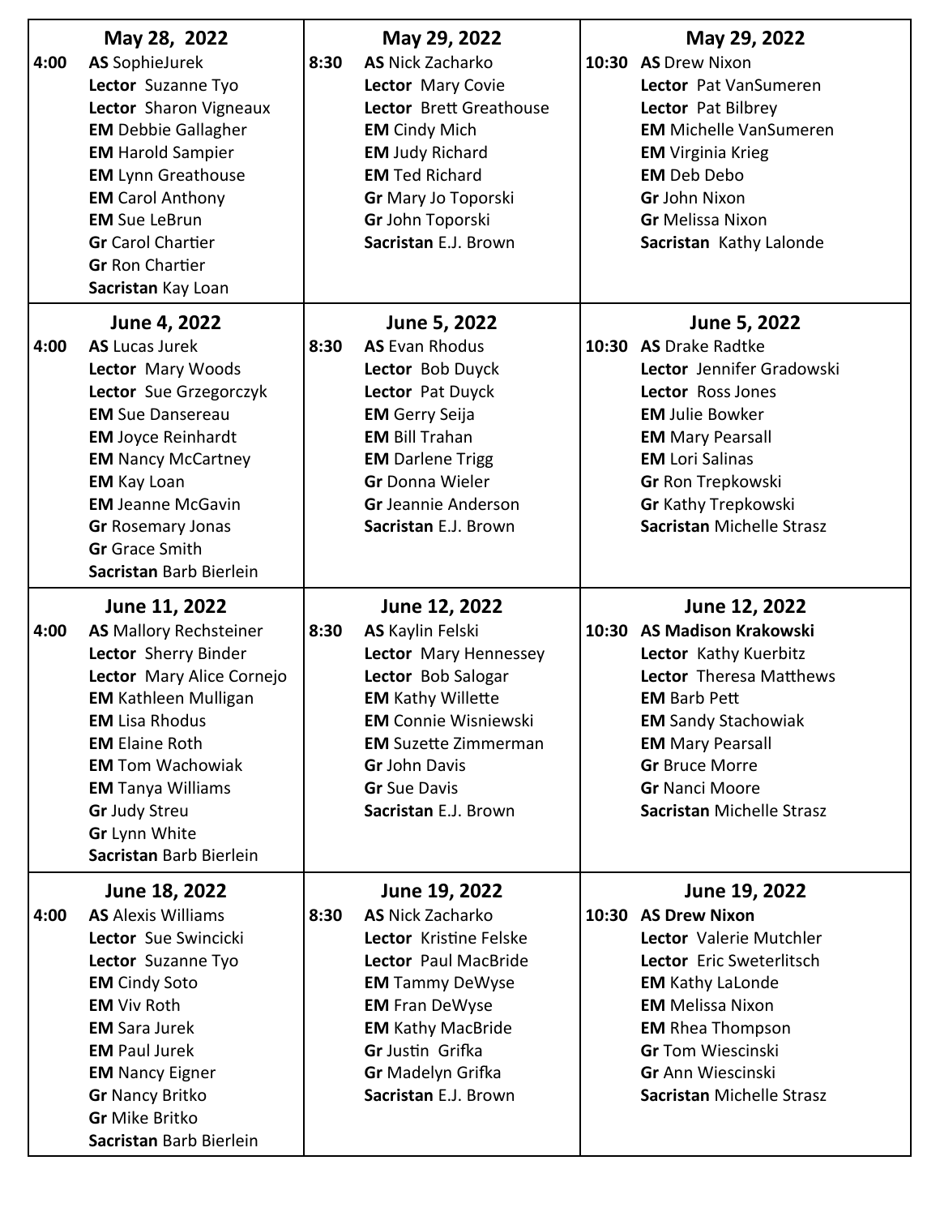| May 28, 2022 | May 29, 2022 | May 29, 2022 |
|---|---|---|
| **4:00** **AS** SophieJurek<br>**Lector** Suzanne Tyo<br>**Lector** Sharon Vigneaux<br>**EM** Debbie Gallagher<br>**EM** Harold Sampier<br>**EM** Lynn Greathouse<br>**EM** Carol Anthony<br>**EM** Sue LeBrun<br>**Gr** Carol Chartier<br>**Gr** Ron Chartier<br>**Sacristan** Kay Loan | **8:30** **AS** Nick Zacharko<br>**Lector** Mary Covie<br>**Lector** Brett Greathouse<br>**EM** Cindy Mich<br>**EM** Judy Richard<br>**EM** Ted Richard<br>**Gr** Mary Jo Toporski<br>**Gr** John Toporski<br>**Sacristan** E.J. Brown | **10:30** **AS** Drew Nixon<br>**Lector** Pat VanSumeren<br>**Lector** Pat Bilbrey<br>**EM** Michelle VanSumeren<br>**EM** Virginia Krieg<br>**EM** Deb Debo<br>**Gr** John Nixon<br>**Gr** Melissa Nixon<br>**Sacristan** Kathy Lalonde |
| **June 4, 2022** | **June 5, 2022** | **June 5, 2022** |
| **4:00** **AS** Lucas Jurek<br>**Lector** Mary Woods<br>**Lector** Sue Grzegorczyk<br>**EM** Sue Dansereau<br>**EM** Joyce Reinhardt<br>**EM** Nancy McCartney<br>**EM** Kay Loan<br>**EM** Jeanne McGavin<br>**Gr** Rosemary Jonas<br>**Gr** Grace Smith<br>**Sacristan** Barb Bierlein | **8:30** **AS** Evan Rhodus<br>**Lector** Bob Duyck<br>**Lector** Pat Duyck<br>**EM** Gerry Seija<br>**EM** Bill Trahan<br>**EM** Darlene Trigg<br>**Gr** Donna Wieler<br>**Gr** Jeannie Anderson<br>**Sacristan** E.J. Brown | **10:30** **AS** Drake Radtke<br>**Lector** Jennifer Gradowski<br>**Lector** Ross Jones<br>**EM** Julie Bowker<br>**EM** Mary Pearsall<br>**EM** Lori Salinas<br>**Gr** Ron Trepkowski<br>**Gr** Kathy Trepkowski<br>**Sacristan** Michelle Strasz |
| **June 11, 2022** | **June 12, 2022** | **June 12, 2022** |
| **4:00** **AS** Mallory Rechsteiner<br>**Lector** Sherry Binder<br>**Lector** Mary Alice Cornejo<br>**EM** Kathleen Mulligan<br>**EM** Lisa Rhodus<br>**EM** Elaine Roth<br>**EM** Tom Wachowiak<br>**EM** Tanya Williams<br>**Gr** Judy Streu<br>**Gr** Lynn White<br>**Sacristan** Barb Bierlein | **8:30** **AS** Kaylin Felski<br>**Lector** Mary Hennessey<br>**Lector** Bob Salogar<br>**EM** Kathy Willette<br>**EM** Connie Wisniewski<br>**EM** Suzette Zimmerman<br>**Gr** John Davis<br>**Gr** Sue Davis<br>**Sacristan** E.J. Brown | **10:30** **AS Madison Krakowski**<br>**Lector** Kathy Kuerbitz<br>**Lector** Theresa Matthews<br>**EM** Barb Pett<br>**EM** Sandy Stachowiak<br>**EM** Mary Pearsall<br>**Gr** Bruce Morre<br>**Gr** Nanci Moore<br>**Sacristan** Michelle Strasz |
| **June 18, 2022** | **June 19, 2022** | **June 19, 2022** |
| **4:00** **AS** Alexis Williams<br>**Lector** Sue Swincicki<br>**Lector** Suzanne Tyo<br>**EM** Cindy Soto<br>**EM** Viv Roth<br>**EM** Sara Jurek<br>**EM** Paul Jurek<br>**EM** Nancy Eigner<br>**Gr** Nancy Britko<br>**Gr** Mike Britko<br>**Sacristan** Barb Bierlein | **8:30** **AS** Nick Zacharko<br>**Lector** Kristine Felske<br>**Lector** Paul MacBride<br>**EM** Tammy DeWyse<br>**EM** Fran DeWyse<br>**EM** Kathy MacBride<br>**Gr** Justin Grifka<br>**Gr** Madelyn Grifka<br>**Sacristan** E.J. Brown | **10:30** **AS Drew Nixon**<br>**Lector** Valerie Mutchler<br>**Lector** Eric Sweterlitsch<br>**EM** Kathy LaLonde<br>**EM** Melissa Nixon<br>**EM** Rhea Thompson<br>**Gr** Tom Wiescinski<br>**Gr** Ann Wiescinski<br>**Sacristan** Michelle Strasz |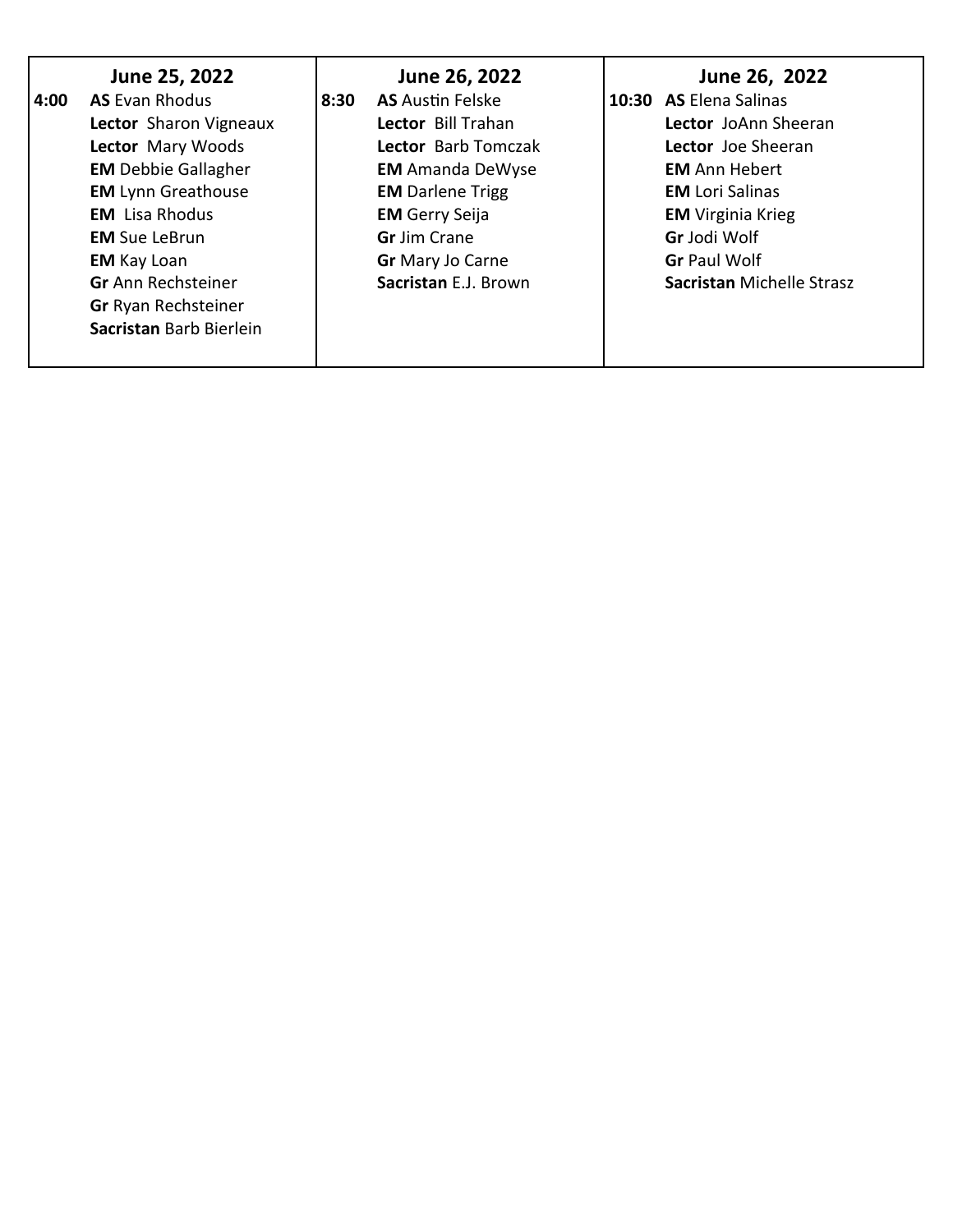| June 25, 2022 | June 26, 2022 | June 26, 2022 |
|---|---|---|
| **4:00** **AS** Evan Rhodus | **8:30** **AS** Austin Felske | **10:30** **AS** Elena Salinas |
| **Lector** Sharon Vigneaux | **Lector** Bill Trahan | **Lector** JoAnn Sheeran |
| **Lector** Mary Woods | **Lector** Barb Tomczak | **Lector** Joe Sheeran |
| **EM** Debbie Gallagher | **EM** Amanda DeWyse | **EM** Ann Hebert |
| **EM** Lynn Greathouse | **EM** Darlene Trigg | **EM** Lori Salinas |
| **EM** Lisa Rhodus | **EM** Gerry Seija | **EM** Virginia Krieg |
| **EM** Sue LeBrun | **Gr** Jim Crane | **Gr** Jodi Wolf |
| **EM** Kay Loan | **Gr** Mary Jo Carne | **Gr** Paul Wolf |
| **Gr** Ann Rechsteiner | **Sacristan** E.J. Brown | **Sacristan** Michelle Strasz |
| **Gr** Ryan Rechsteiner | | |
| **Sacristan** Barb Bierlein | | |